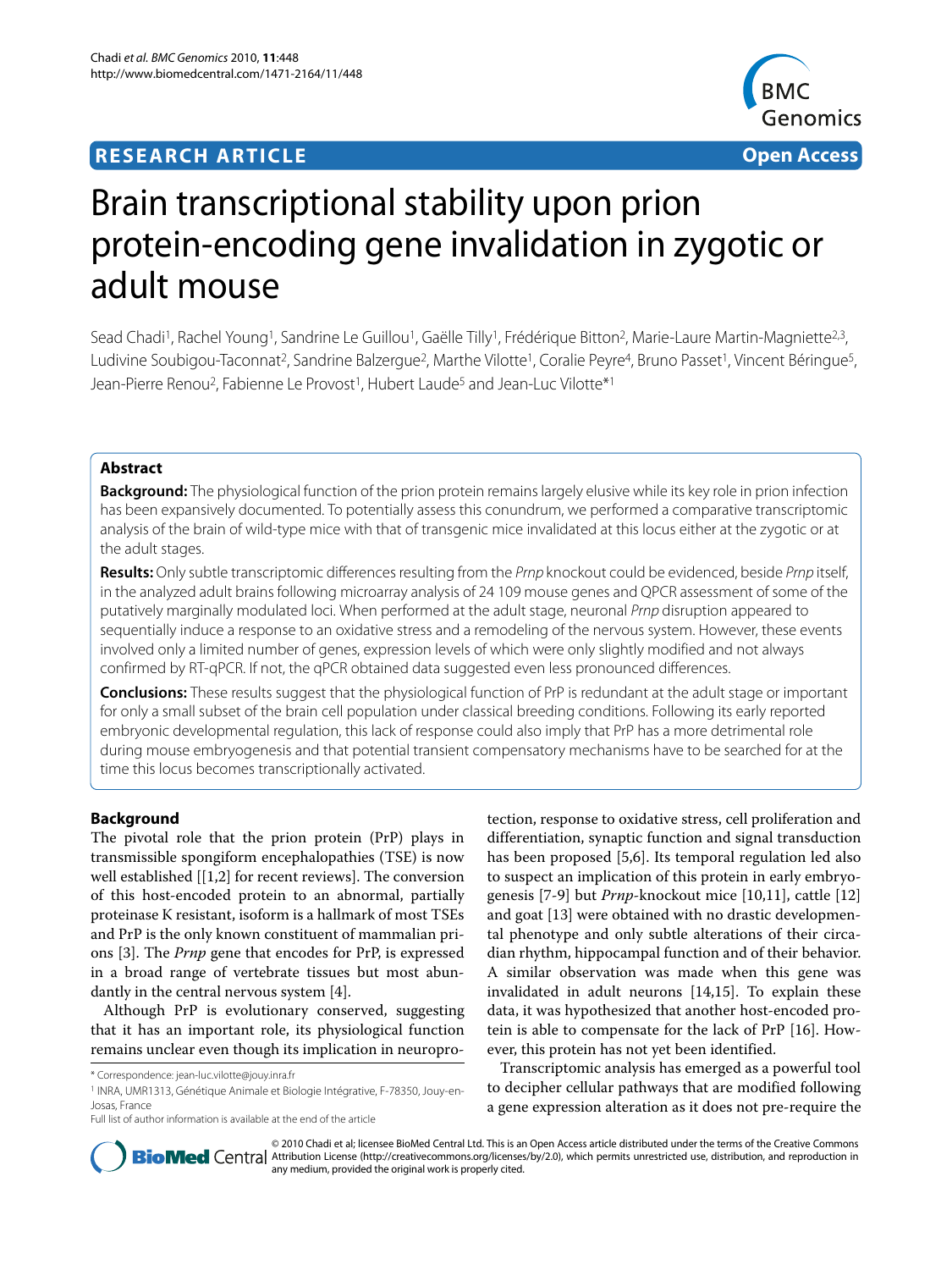**RESEARCH ARTICLE** **Open Access**

# Brain transcriptional stability upon prion protein-encoding gene invalidation in zygotic or adult mouse

Sead Chadi[1], Rachel Young[1], Sandrine Le Guillou[1], Gaëlle Tilly[1], Frédérique Bitton[2], Marie-Laure Martin-Magniette[2,3], Ludivine Soubigou-Taconnat[2], Sandrine Balzergue[2], Marthe Vilotte[1], Coralie Peyre[4], Bruno Passet[1], Vincent Béringue[5], Jean-Pierre Renou[2], Fabienne Le Provost[1], Hubert Laude[5] and Jean-Luc Vilotte*[1]

## Abstract

**Background:** The physiological function of the prion protein remains largely elusive while its key role in prion infection has been expansively documented. To potentially assess this conundrum, we performed a comparative transcriptomic analysis of the brain of wild-type mice with that of transgenic mice invalidated at this locus either at the zygotic or at the adult stages.

**Results:** Only subtle transcriptomic differences resulting from the *Prnp* knockout could be evidenced, beside *Prnp* itself, in the analyzed adult brains following microarray analysis of 24 109 mouse genes and QPCR assessment of some of the putatively marginally modulated loci. When performed at the adult stage, neuronal *Prnp* disruption appeared to sequentially induce a response to an oxidative stress and a remodeling of the nervous system. However, these events involved only a limited number of genes, expression levels of which were only slightly modified and not always confirmed by RT-qPCR. If not, the qPCR obtained data suggested even less pronounced differences.

**Conclusions:** These results suggest that the physiological function of PrP is redundant at the adult stage or important for only a small subset of the brain cell population under classical breeding conditions. Following its early reported embryonic developmental regulation, this lack of response could also imply that PrP has a more detrimental role during mouse embryogenesis and that potential transient compensatory mechanisms have to be searched for at the time this locus becomes transcriptionally activated.

## Background

The pivotal role that the prion protein (PrP) plays in transmissible spongiform encephalopathies (TSE) is now well established [[1,2] for recent reviews]. The conversion of this host-encoded protein to an abnormal, partially proteinase K resistant, isoform is a hallmark of most TSEs and PrP is the only known constituent of mammalian prions [3]. The *Prnp* gene that encodes for PrP, is expressed in a broad range of vertebrate tissues but most abundantly in the central nervous system [4].

Although PrP is evolutionary conserved, suggesting that it has an important role, its physiological function remains unclear even though its implication in neuroprotection, response to oxidative stress, cell proliferation and differentiation, synaptic function and signal transduction has been proposed [5,6]. Its temporal regulation led also to suspect an implication of this protein in early embryogenesis [7-9] but *Prnp*-knockout mice [10,11], cattle [12] and goat [13] were obtained with no drastic developmental phenotype and only subtle alterations of their circadian rhythm, hippocampal function and of their behavior. A similar observation was made when this gene was invalidated in adult neurons [14,15]. To explain these data, it was hypothesized that another host-encoded protein is able to compensate for the lack of PrP [16]. However, this protein has not yet been identified.

Transcriptomic analysis has emerged as a powerful tool to decipher cellular pathways that are modified following a gene expression alteration as it does not pre-require the

\* Correspondence: jean-luc.vilotte@jouy.inra.fr
[1] INRA, UMR1313, Génétique Animale et Biologie Intégrative, F-78350, Jouy-en-Josas, France
Full list of author information is available at the end of the article

© 2010 Chadi et al; licensee BioMed Central Ltd. This is an Open Access article distributed under the terms of the Creative Commons Attribution License (http://creativecommons.org/licenses/by/2.0), which permits unrestricted use, distribution, and reproduction in any medium, provided the original work is properly cited.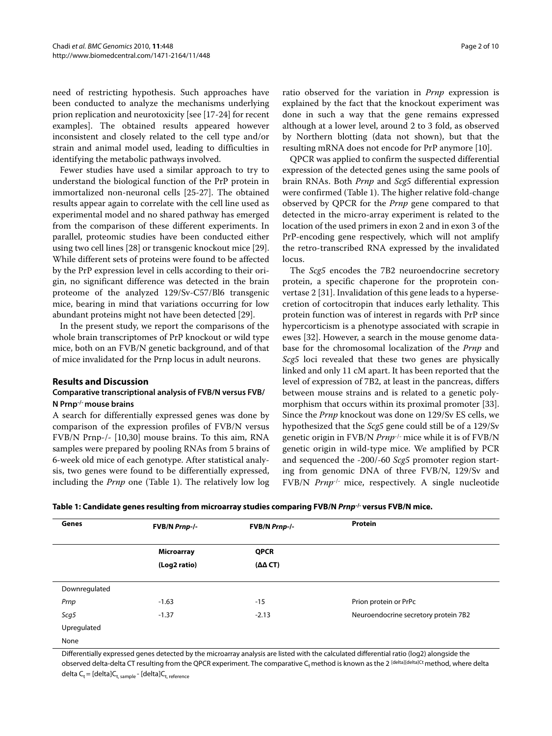need of restricting hypothesis. Such approaches have been conducted to analyze the mechanisms underlying prion replication and neurotoxicity [see [17-24] for recent examples]. The obtained results appeared however inconsistent and closely related to the cell type and/or strain and animal model used, leading to difficulties in identifying the metabolic pathways involved.

Fewer studies have used a similar approach to try to understand the biological function of the PrP protein in immortalized non-neuronal cells [25-27]. The obtained results appear again to correlate with the cell line used as experimental model and no shared pathway has emerged from the comparison of these different experiments. In parallel, proteomic studies have been conducted either using two cell lines [28] or transgenic knockout mice [29]. While different sets of proteins were found to be affected by the PrP expression level in cells according to their origin, no significant difference was detected in the brain proteome of the analyzed 129/Sv-C57/Bl6 transgenic mice, bearing in mind that variations occurring for low abundant proteins might not have been detected [29].

In the present study, we report the comparisons of the whole brain transcriptomes of PrP knockout or wild type mice, both on an FVB/N genetic background, and of that of mice invalidated for the Prnp locus in adult neurons.

## Results and Discussion

### Comparative transcriptional analysis of FVB/N versus FVB/N Prnp$^{-/-}$ mouse brains

A search for differentially expressed genes was done by comparison of the expression profiles of FVB/N versus FVB/N Prnp-/- [10,30] mouse brains. To this aim, RNA samples were prepared by pooling RNAs from 5 brains of 6-week old mice of each genotype. After statistical analysis, two genes were found to be differentially expressed, including the *Prnp* one (Table 1). The relatively low log ratio observed for the variation in *Prnp* expression is explained by the fact that the knockout experiment was done in such a way that the gene remains expressed although at a lower level, around 2 to 3 fold, as observed by Northern blotting (data not shown), but that the resulting mRNA does not encode for PrP anymore [10].

QPCR was applied to confirm the suspected differential expression of the detected genes using the same pools of brain RNAs. Both *Prnp* and *Scg5* differential expression were confirmed (Table 1). The higher relative fold-change observed by QPCR for the *Prnp* gene compared to that detected in the micro-array experiment is related to the location of the used primers in exon 2 and in exon 3 of the PrP-encoding gene respectively, which will not amplify the retro-transcribed RNA expressed by the invalidated locus.

The *Scg5* encodes the 7B2 neuroendocrine secretory protein, a specific chaperone for the proprotein convertase 2 [31]. Invalidation of this gene leads to a hypersecretion of corticotropin that induces early lethality. This protein function was of interest in regards with PrP since hypercorticism is a phenotype associated with scrapie in ewes [32]. However, a search in the mouse genome database for the chromosomal localization of the *Prnp* and *Scg5* loci revealed that these two genes are physically linked and only 11 cM apart. It has been reported that the level of expression of 7B2, at least in the pancreas, differs between mouse strains and is related to a genetic polymorphism that occurs within its proximal promoter [33]. Since the *Prnp* knockout was done on 129/Sv ES cells, we hypothesized that the *Scg5* gene could still be of a 129/Sv genetic origin in FVB/N *Prnp*$^{-/-}$ mice while it is of FVB/N genetic origin in wild-type mice. We amplified by PCR and sequenced the -200/-60 *Scg5* promoter region starting from genomic DNA of three FVB/N, 129/Sv and FVB/N *Prnp*$^{-/-}$ mice, respectively. A single nucleotide

**Table 1: Candidate genes resulting from microarray studies comparing FVB/N *Prnp*$^{-/-}$ versus FVB/N mice.**

| Genes | FVB/N *Prnp-/-* | FVB/N *Prnp-/-* | Protein |
|---|---|---|---|
| | **Microarray (Log2 ratio)** | **QPCR (ΔΔ CT)** | |
| Downregulated | | | |
| *Prnp* | -1.63 | -15 | Prion protein or PrPc |
| *Scg5* | -1.37 | -2.13 | Neuroendocrine secretory protein 7B2 |
| Upregulated | | | |
| None | | | |

Differentially expressed genes detected by the microarray analysis are listed with the calculated differential ratio (log2) alongside the observed delta-delta CT resulting from the QPCR experiment. The comparative $C_t$ method is known as the $2^{[delta][delta]Ct}$ method, where delta delta $C_t$ = $[delta]C_{t,\ sample}$ - $[delta]C_{t,\ reference}$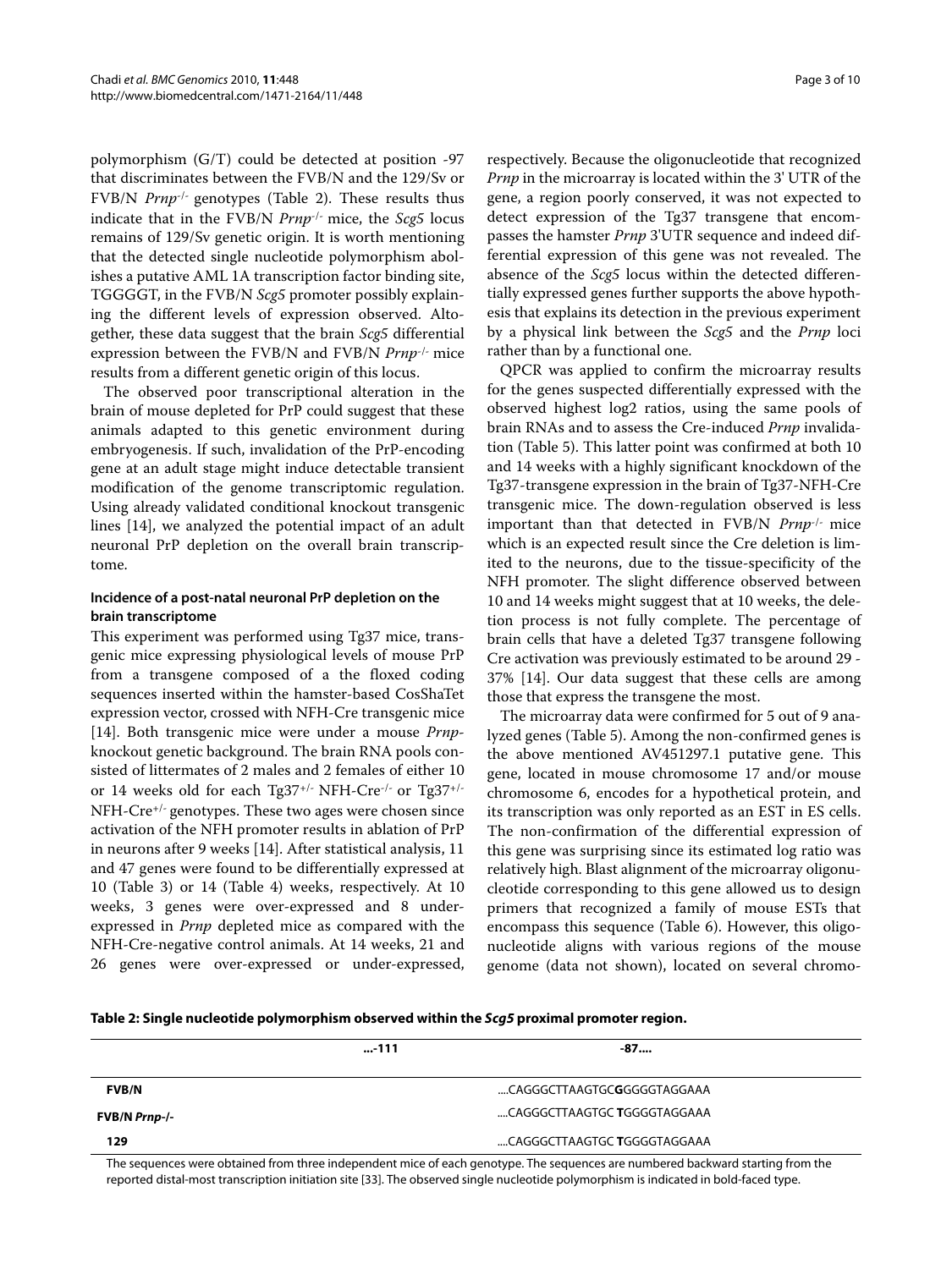polymorphism (G/T) could be detected at position -97 that discriminates between the FVB/N and the 129/Sv or FVB/N *Prnp*$^{-/-}$ genotypes (Table 2). These results thus indicate that in the FVB/N *Prnp*$^{-/-}$ mice, the *Scg5* locus remains of 129/Sv genetic origin. It is worth mentioning that the detected single nucleotide polymorphism abolishes a putative AML 1A transcription factor binding site, TGGGGT, in the FVB/N *Scg5* promoter possibly explaining the different levels of expression observed. Altogether, these data suggest that the brain *Scg5* differential expression between the FVB/N and FVB/N *Prnp*$^{-/-}$ mice results from a different genetic origin of this locus.

The observed poor transcriptional alteration in the brain of mouse depleted for PrP could suggest that these animals adapted to this genetic environment during embryogenesis. If such, invalidation of the PrP-encoding gene at an adult stage might induce detectable transient modification of the genome transcriptomic regulation. Using already validated conditional knockout transgenic lines [14], we analyzed the potential impact of an adult neuronal PrP depletion on the overall brain transcriptome.

### Incidence of a post-natal neuronal PrP depletion on the brain transcriptome

This experiment was performed using Tg37 mice, transgenic mice expressing physiological levels of mouse PrP from a transgene composed of a the floxed coding sequences inserted within the hamster-based CosShaTet expression vector, crossed with NFH-Cre transgenic mice [14]. Both transgenic mice were under a mouse *Prnp*-knockout genetic background. The brain RNA pools consisted of littermates of 2 males and 2 females of either 10 or 14 weeks old for each Tg37$^{+/-}$ NFH-Cre$^{-/-}$ or Tg37$^{+/-}$ NFH-Cre$^{+/-}$ genotypes. These two ages were chosen since activation of the NFH promoter results in ablation of PrP in neurons after 9 weeks [14]. After statistical analysis, 11 and 47 genes were found to be differentially expressed at 10 (Table 3) or 14 (Table 4) weeks, respectively. At 10 weeks, 3 genes were over-expressed and 8 under-expressed in *Prnp* depleted mice as compared with the NFH-Cre-negative control animals. At 14 weeks, 21 and 26 genes were over-expressed or under-expressed, respectively. Because the oligonucleotide that recognized *Prnp* in the microarray is located within the 3' UTR of the gene, a region poorly conserved, it was not expected to detect expression of the Tg37 transgene that encompasses the hamster *Prnp* 3'UTR sequence and indeed differential expression of this gene was not revealed. The absence of the *Scg5* locus within the detected differentially expressed genes further supports the above hypothesis that explains its detection in the previous experiment by a physical link between the *Scg5* and the *Prnp* loci rather than by a functional one.

QPCR was applied to confirm the microarray results for the genes suspected differentially expressed with the observed highest log2 ratios, using the same pools of brain RNAs and to assess the Cre-induced *Prnp* invalidation (Table 5). This latter point was confirmed at both 10 and 14 weeks with a highly significant knockdown of the Tg37-transgene expression in the brain of Tg37-NFH-Cre transgenic mice. The down-regulation observed is less important than that detected in FVB/N *Prnp*$^{-/-}$ mice which is an expected result since the Cre deletion is limited to the neurons, due to the tissue-specificity of the NFH promoter. The slight difference observed between 10 and 14 weeks might suggest that at 10 weeks, the deletion process is not fully complete. The percentage of brain cells that have a deleted Tg37 transgene following Cre activation was previously estimated to be around 29 - 37% [14]. Our data suggest that these cells are among those that express the transgene the most.

The microarray data were confirmed for 5 out of 9 analyzed genes (Table 5). Among the non-confirmed genes is the above mentioned AV451297.1 putative gene. This gene, located in mouse chromosome 17 and/or mouse chromosome 6, encodes for a hypothetical protein, and its transcription was only reported as an EST in ES cells. The non-confirmation of the differential expression of this gene was surprising since its estimated log ratio was relatively high. Blast alignment of the microarray oligonucleotide corresponding to this gene allowed us to design primers that recognized a family of mouse ESTs that encompass this sequence (Table 6). However, this oligonucleotide aligns with various regions of the mouse genome (data not shown), located on several chromo-

**Table 2: Single nucleotide polymorphism observed within the *Scg5* proximal promoter region.**

| | ...-111 | -87.... |
|---|---|---|
| **FVB/N** | ....CAGGGCTTAAGTGC**G**GGGGTAGGAAA | |
| **FVB/N *Prnp*-/-** | ....CAGGGCTTAAGTGC **T**GGGGTAGGAAA | |
| **129** | ....CAGGGCTTAAGTGC **T**GGGGTAGGAAA | |

The sequences were obtained from three independent mice of each genotype. The sequences are numbered backward starting from the reported distal-most transcription initiation site [33]. The observed single nucleotide polymorphism is indicated in bold-faced type.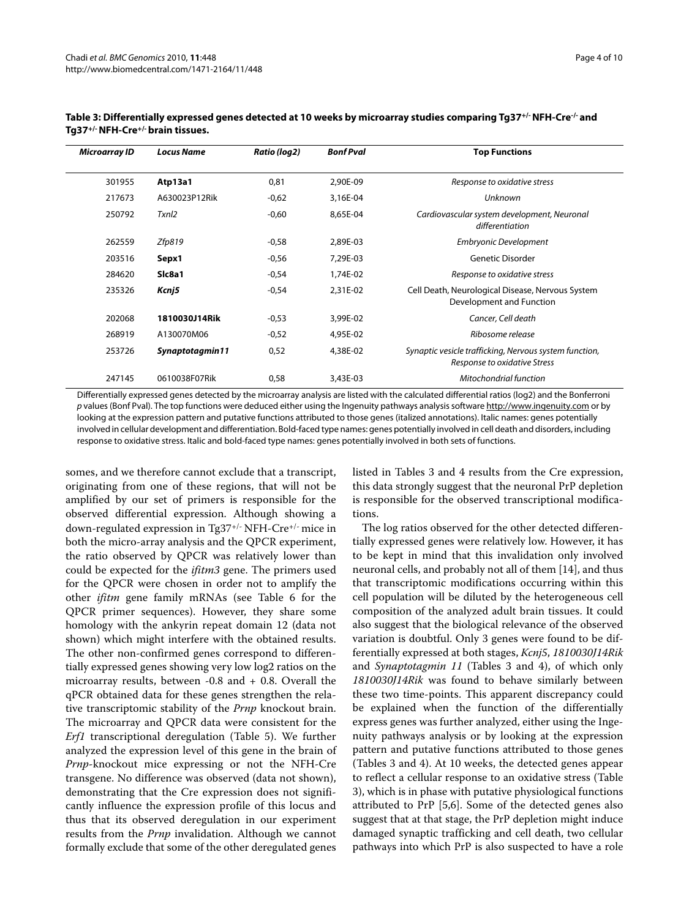**Table 3: Differentially expressed genes detected at 10 weeks by microarray studies comparing Tg37$^{+/-}$ NFH-Cre$^{-/-}$ and Tg37$^{+/-}$ NFH-Cre$^{+/-}$ brain tissues.**

| *Microarray ID* | *Locus Name* | *Ratio (log2)* | *Bonf Pval* | **Top Functions** |
|---|---|---|---|---|
| 301955 | **Atp13a1** | 0,81 | 2,90E-09 | *Response to oxidative stress* |
| 217673 | A630023P12Rik | -0,62 | 3,16E-04 | *Unknown* |
| 250792 | *Txnl2* | -0,60 | 8,65E-04 | *Cardiovascular system development, Neuronal differentiation* |
| 262559 | *Zfp819* | -0,58 | 2,89E-03 | *Embryonic Development* |
| 203516 | **Sepx1** | -0,56 | 7,29E-03 | Genetic Disorder |
| 284620 | **Slc8a1** | -0,54 | 1,74E-02 | *Response to oxidative stress* |
| 235326 | ***Kcnj5*** | -0,54 | 2,31E-02 | Cell Death, Neurological Disease, Nervous System Development and Function |
| 202068 | **1810030J14Rik** | -0,53 | 3,99E-02 | *Cancer, Cell death* |
| 268919 | A130070M06 | -0,52 | 4,95E-02 | *Ribosome release* |
| 253726 | ***Synaptotagmin11*** | 0,52 | 4,38E-02 | *Synaptic vesicle trafficking, Nervous system function, Response to oxidative Stress* |
| 247145 | 0610038F07Rik | 0,58 | 3,43E-03 | *Mitochondrial function* |

Differentially expressed genes detected by the microarray analysis are listed with the calculated differential ratios (log2) and the Bonferroni *p* values (Bonf Pval). The top functions were deduced either using the Ingenuity pathways analysis software http://www.ingenuity.com or by looking at the expression pattern and putative functions attributed to those genes (italized annotations). Italic names: genes potentially involved in cellular development and differentiation. Bold-faced type names: genes potentially involved in cell death and disorders, including response to oxidative stress. Italic and bold-faced type names: genes potentially involved in both sets of functions.

somes, and we therefore cannot exclude that a transcript, originating from one of these regions, that will not be amplified by our set of primers is responsible for the observed differential expression. Although showing a down-regulated expression in Tg37$^{+/-}$ NFH-Cre$^{+/-}$ mice in both the micro-array analysis and the QPCR experiment, the ratio observed by QPCR was relatively lower than could be expected for the *ifitm3* gene. The primers used for the QPCR were chosen in order not to amplify the other *ifitm* gene family mRNAs (see Table 6 for the QPCR primer sequences). However, they share some homology with the ankyrin repeat domain 12 (data not shown) which might interfere with the obtained results. The other non-confirmed genes correspond to differentially expressed genes showing very low log2 ratios on the microarray results, between -0.8 and + 0.8. Overall the qPCR obtained data for these genes strengthen the relative transcriptomic stability of the *Prnp* knockout brain. The microarray and QPCR data were consistent for the *Erf1* transcriptional deregulation (Table 5). We further analyzed the expression level of this gene in the brain of *Prnp*-knockout mice expressing or not the NFH-Cre transgene. No difference was observed (data not shown), demonstrating that the Cre expression does not significantly influence the expression profile of this locus and thus that its observed deregulation in our experiment results from the *Prnp* invalidation. Although we cannot formally exclude that some of the other deregulated genes listed in Tables 3 and 4 results from the Cre expression, this data strongly suggest that the neuronal PrP depletion is responsible for the observed transcriptional modifications.

The log ratios observed for the other detected differentially expressed genes were relatively low. However, it has to be kept in mind that this invalidation only involved neuronal cells, and probably not all of them [14], and thus that transcriptomic modifications occurring within this cell population will be diluted by the heterogeneous cell composition of the analyzed adult brain tissues. It could also suggest that the biological relevance of the observed variation is doubtful. Only 3 genes were found to be differentially expressed at both stages, *Kcnj5*, *1810030J14Rik* and *Synaptotagmin 11* (Tables 3 and 4), of which only *1810030J14Rik* was found to behave similarly between these two time-points. This apparent discrepancy could be explained when the function of the differentially express genes was further analyzed, either using the Ingenuity pathways analysis or by looking at the expression pattern and putative functions attributed to those genes (Tables 3 and 4). At 10 weeks, the detected genes appear to reflect a cellular response to an oxidative stress (Table 3), which is in phase with putative physiological functions attributed to PrP [5,6]. Some of the detected genes also suggest that at that stage, the PrP depletion might induce damaged synaptic trafficking and cell death, two cellular pathways into which PrP is also suspected to have a role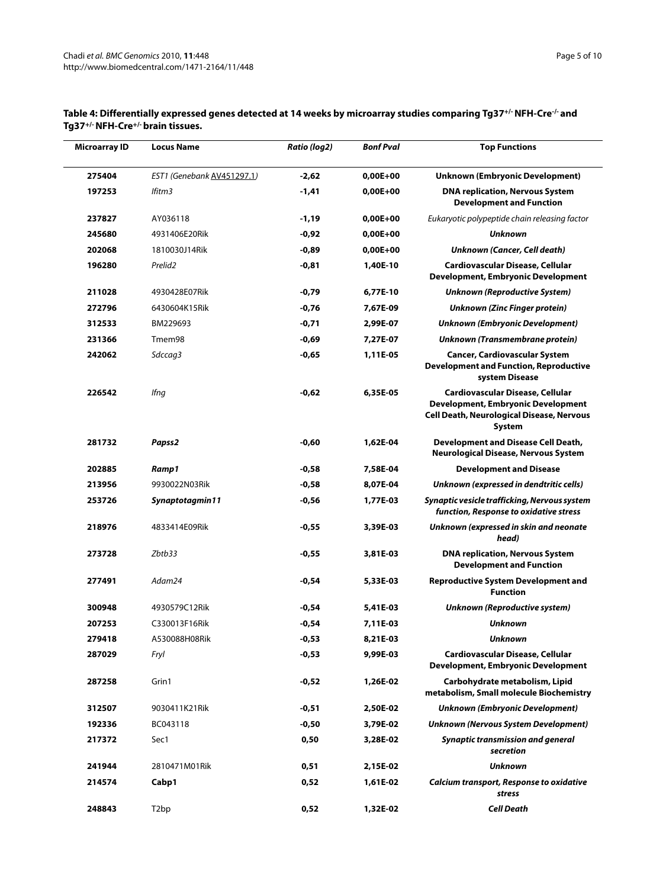**Table 4: Differentially expressed genes detected at 14 weeks by microarray studies comparing Tg37+/- NFH-Cre-/- and Tg37+/- NFH-Cre+/- brain tissues.**

| Microarray ID | Locus Name | *Ratio (log2)* | *Bonf Pval* | Top Functions |
|---|---|---|---|---|
| **275404** | *EST1 (Genebank AV451297.1)* | **-2,62** | **0,00E+00** | **Unknown (Embryonic Development)** |
| **197253** | *Ifitm3* | **-1,41** | **0,00E+00** | **DNA replication, Nervous System Development and Function** |
| **237827** | AY036118 | **-1,19** | **0,00E+00** | *Eukaryotic polypeptide chain releasing factor* |
| **245680** | 4931406E20Rik | **-0,92** | **0,00E+00** | ***Unknown*** |
| **202068** | 1810030J14Rik | **-0,89** | **0,00E+00** | ***Unknown (Cancer, Cell death)*** |
| **196280** | *Prelid2* | **-0,81** | **1,40E-10** | **Cardiovascular Disease, Cellular Development, Embryonic Development** |
| **211028** | 4930428E07Rik | **-0,79** | **6,77E-10** | ***Unknown (Reproductive System)*** |
| **272796** | 6430604K15Rik | **-0,76** | **7,67E-09** | ***Unknown (Zinc Finger protein)*** |
| **312533** | BM229693 | **-0,71** | **2,99E-07** | ***Unknown (Embryonic Development)*** |
| **231366** | Tmem98 | **-0,69** | **7,27E-07** | ***Unknown (Transmembrane protein)*** |
| **242062** | *Sdccag3* | **-0,65** | **1,11E-05** | **Cancer, Cardiovascular System Development and Function, Reproductive system Disease** |
| **226542** | *Ifng* | **-0,62** | **6,35E-05** | **Cardiovascular Disease, Cellular Development, Embryonic Development Cell Death, Neurological Disease, Nervous System** |
| **281732** | ***Papss2*** | **-0,60** | **1,62E-04** | **Development and Disease Cell Death, Neurological Disease, Nervous System** |
| **202885** | ***Ramp1*** | **-0,58** | **7,58E-04** | **Development and Disease** |
| **213956** | 9930022N03Rik | **-0,58** | **8,07E-04** | ***Unknown (expressed in dendritic cells)*** |
| **253726** | ***Synaptotagmin11*** | **-0,56** | **1,77E-03** | ***Synaptic vesicle trafficking, Nervous system function, Response to oxidative stress*** |
| **218976** | 4833414E09Rik | **-0,55** | **3,39E-03** | ***Unknown (expressed in skin and neonate head)*** |
| **273728** | *Zbtb33* | **-0,55** | **3,81E-03** | **DNA replication, Nervous System Development and Function** |
| **277491** | *Adam24* | **-0,54** | **5,33E-03** | **Reproductive System Development and Function** |
| **300948** | 4930579C12Rik | **-0,54** | **5,41E-03** | ***Unknown (Reproductive system)*** |
| **207253** | C330013F16Rik | **-0,54** | **7,11E-03** | ***Unknown*** |
| **279418** | A530088H08Rik | **-0,53** | **8,21E-03** | ***Unknown*** |
| **287029** | *Fryl* | **-0,53** | **9,99E-03** | **Cardiovascular Disease, Cellular Development, Embryonic Development** |
| **287258** | Grin1 | **-0,52** | **1,26E-02** | **Carbohydrate metabolism, Lipid metabolism, Small molecule Biochemistry** |
| **312507** | 9030411K21Rik | **-0,51** | **2,50E-02** | ***Unknown (Embryonic Development)*** |
| **192336** | BC043118 | **-0,50** | **3,79E-02** | ***Unknown (Nervous System Development)*** |
| **217372** | Sec1 | **0,50** | **3,28E-02** | ***Synaptic transmission and general secretion*** |
| **241944** | 2810471M01Rik | **0,51** | **2,15E-02** | ***Unknown*** |
| **214574** | **Cabp1** | **0,52** | **1,61E-02** | ***Calcium transport, Response to oxidative stress*** |
| **248843** | T2bp | **0,52** | **1,32E-02** | ***Cell Death*** |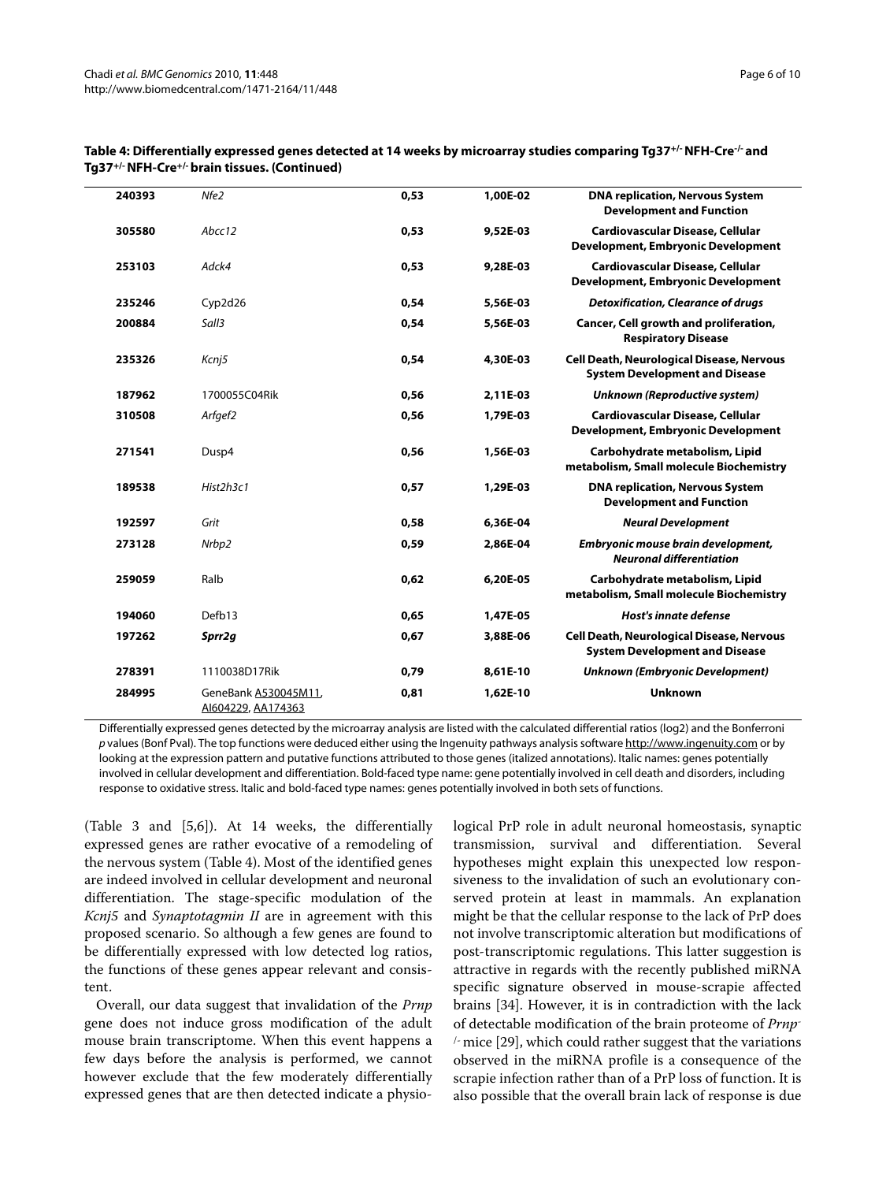**Table 4: Differentially expressed genes detected at 14 weeks by microarray studies comparing Tg37$^{+/-}$ NFH-Cre$^{-/-}$ and Tg37$^{+/-}$ NFH-Cre$^{+/-}$ brain tissues. (Continued)**

| | | | | |
|---|---|---|---|---|
| **240393** | *Nfe2* | **0,53** | **1,00E-02** | **DNA replication, Nervous System Development and Function** |
| **305580** | *Abcc12* | **0,53** | **9,52E-03** | **Cardiovascular Disease, Cellular Development, Embryonic Development** |
| **253103** | *Adck4* | **0,53** | **9,28E-03** | **Cardiovascular Disease, Cellular Development, Embryonic Development** |
| **235246** | Cyp2d26 | **0,54** | **5,56E-03** | ***Detoxification, Clearance of drugs*** |
| **200884** | *Sall3* | **0,54** | **5,56E-03** | **Cancer, Cell growth and proliferation, Respiratory Disease** |
| **235326** | *Kcnj5* | **0,54** | **4,30E-03** | **Cell Death, Neurological Disease, Nervous System Development and Disease** |
| **187962** | 1700055C04Rik | **0,56** | **2,11E-03** | ***Unknown (Reproductive system)*** |
| **310508** | *Arfgef2* | **0,56** | **1,79E-03** | **Cardiovascular Disease, Cellular Development, Embryonic Development** |
| **271541** | Dusp4 | **0,56** | **1,56E-03** | **Carbohydrate metabolism, Lipid metabolism, Small molecule Biochemistry** |
| **189538** | *Hist2h3c1* | **0,57** | **1,29E-03** | **DNA replication, Nervous System Development and Function** |
| **192597** | *Grit* | **0,58** | **6,36E-04** | ***Neural Development*** |
| **273128** | *Nrbp2* | **0,59** | **2,86E-04** | ***Embryonic mouse brain development, Neuronal differentiation*** |
| **259059** | Ralb | **0,62** | **6,20E-05** | **Carbohydrate metabolism, Lipid metabolism, Small molecule Biochemistry** |
| **194060** | Defb13 | **0,65** | **1,47E-05** | ***Host's innate defense*** |
| **197262** | ***Sprr2g*** | **0,67** | **3,88E-06** | **Cell Death, Neurological Disease, Nervous System Development and Disease** |
| **278391** | 1110038D17Rik | **0,79** | **8,61E-10** | ***Unknown (Embryonic Development)*** |
| **284995** | GeneBank A530045M11, AI604229, AA174363 | **0,81** | **1,62E-10** | **Unknown** |

Differentially expressed genes detected by the microarray analysis are listed with the calculated differential ratios (log2) and the Bonferroni *p* values (Bonf Pval). The top functions were deduced either using the Ingenuity pathways analysis software http://www.ingenuity.com or by looking at the expression pattern and putative functions attributed to those genes (itazlized annotations). Italic names: genes potentially involved in cellular development and differentiation. Bold-faced type name: gene potentially involved in cell death and disorders, including response to oxidative stress. Italic and bold-faced type names: genes potentially involved in both sets of functions.

(Table 3 and [5,6]). At 14 weeks, the differentially expressed genes are rather evocative of a remodeling of the nervous system (Table 4). Most of the identified genes are indeed involved in cellular development and neuronal differentiation. The stage-specific modulation of the *Kcnj5* and *Synaptotagmin II* are in agreement with this proposed scenario. So although a few genes are found to be differentially expressed with low detected log ratios, the functions of these genes appear relevant and consistent.

Overall, our data suggest that invalidation of the *Prnp* gene does not induce gross modification of the adult mouse brain transcriptome. When this event happens a few days before the analysis is performed, we cannot however exclude that the few moderately differentially expressed genes that are then detected indicate a physiological PrP role in adult neuronal homeostasis, synaptic transmission, survival and differentiation. Several hypotheses might explain this unexpected low responsiveness to the invalidation of such an evolutionary conserved protein at least in mammals. An explanation might be that the cellular response to the lack of PrP does not involve transcriptomic alteration but modifications of post-transcriptomic regulations. This latter suggestion is attractive in regards with the recently published miRNA specific signature observed in mouse-scrapie affected brains [34]. However, it is in contradiction with the lack of detectable modification of the brain proteome of *Prnp*$^{-/-}$ mice [29], which could rather suggest that the variations observed in the miRNA profile is a consequence of the scrapie infection rather than of a PrP loss of function. It is also possible that the overall brain lack of response is due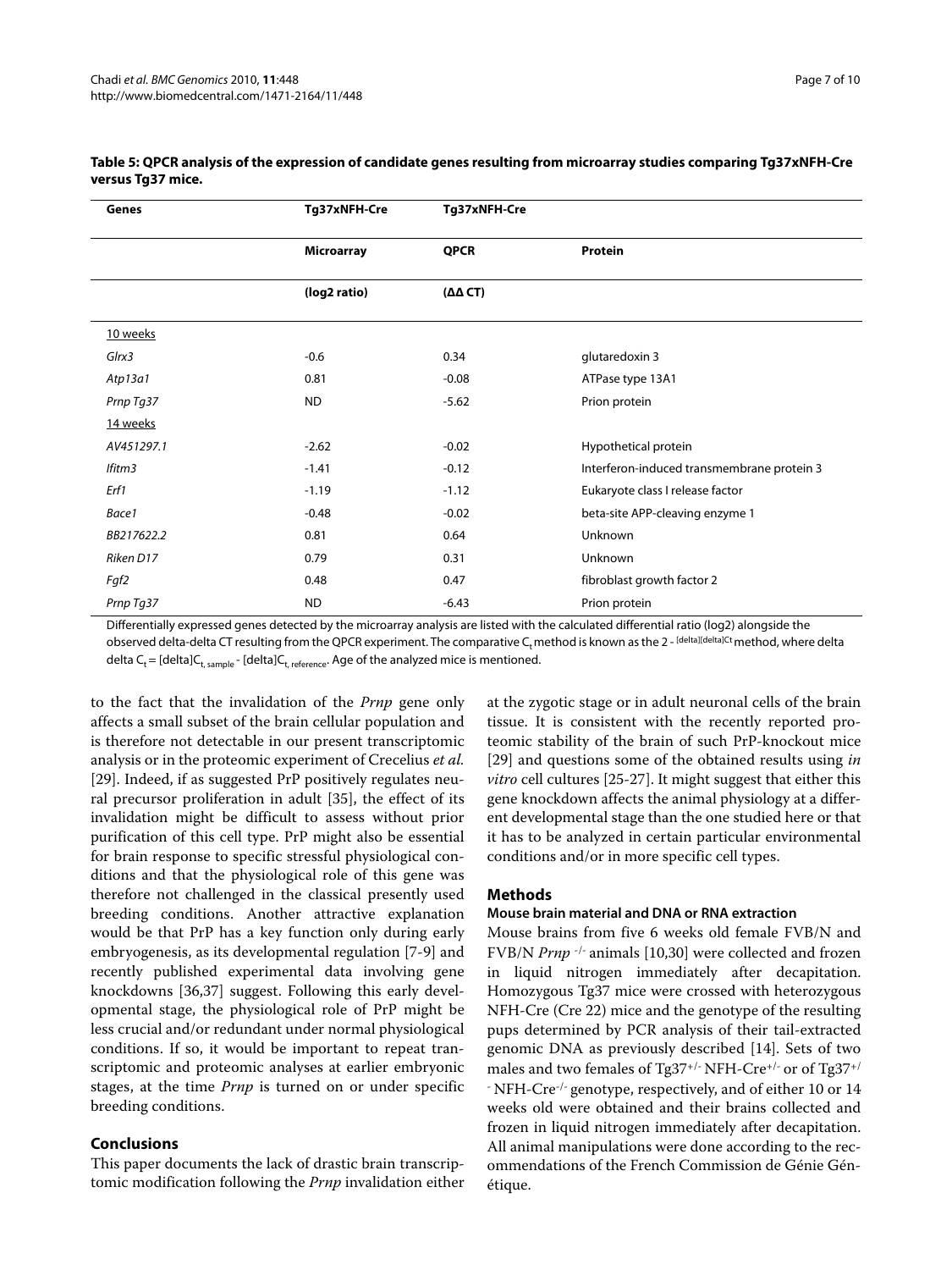**Table 5: QPCR analysis of the expression of candidate genes resulting from microarray studies comparing Tg37xNFH-Cre versus Tg37 mice.**

| Genes | Tg37xNFH-Cre | Tg37xNFH-Cre | |
|---|---|---|---|
| | **Microarray** | **QPCR** | **Protein** |
| | **(log2 ratio)** | **(ΔΔ CT)** | |
| 10 weeks | | | |
| *Glrx3* | -0.6 | 0.34 | glutaredoxin 3 |
| *Atp13a1* | 0.81 | -0.08 | ATPase type 13A1 |
| *Prnp Tg37* | ND | -5.62 | Prion protein |
| 14 weeks | | | |
| *AV451297.1* | -2.62 | -0.02 | Hypothetical protein |
| *Ifitm3* | -1.41 | -0.12 | Interferon-induced transmembrane protein 3 |
| *Erf1* | -1.19 | -1.12 | Eukaryote class I release factor |
| *Bace1* | -0.48 | -0.02 | beta-site APP-cleaving enzyme 1 |
| *BB217622.2* | 0.81 | 0.64 | Unknown |
| *Riken D17* | 0.79 | 0.31 | Unknown |
| *Fgf2* | 0.48 | 0.47 | fibroblast growth factor 2 |
| *Prnp Tg37* | ND | -6.43 | Prion protein |

Differentially expressed genes detected by the microarray analysis are listed with the calculated differential ratio (log2) alongside the observed delta-delta CT resulting from the QPCR experiment. The comparative $C_t$ method is known as the $2^{-[\text{delta}][\text{delta}]Ct}$ method, where delta delta $C_t = [\text{delta}]C_{t,\ sample} - [\text{delta}]C_{t,\ reference}$. Age of the analyzed mice is mentioned.

to the fact that the invalidation of the *Prnp* gene only affects a small subset of the brain cellular population and is therefore not detectable in our present transcriptomic analysis or in the proteomic experiment of Crecelius *et al.* [29]. Indeed, if as suggested PrP positively regulates neural precursor proliferation in adult [35], the effect of its invalidation might be difficult to assess without prior purification of this cell type. PrP might also be essential for brain response to specific stressful physiological conditions and that the physiological role of this gene was therefore not challenged in the classical presently used breeding conditions. Another attractive explanation would be that PrP has a key function only during early embryogenesis, as its developmental regulation [7-9] and recently published experimental data involving gene knockdowns [36,37] suggest. Following this early developmental stage, the physiological role of PrP might be less crucial and/or redundant under normal physiological conditions. If so, it would be important to repeat transcriptomic and proteomic analyses at earlier embryonic stages, at the time *Prnp* is turned on or under specific breeding conditions.

## Conclusions

This paper documents the lack of drastic brain transcriptomic modification following the *Prnp* invalidation either at the zygotic stage or in adult neuronal cells of the brain tissue. It is consistent with the recently reported proteomic stability of the brain of such PrP-knockout mice [29] and questions some of the obtained results using *in vitro* cell cultures [25-27]. It might suggest that either this gene knockdown affects the animal physiology at a different developmental stage than the one studied here or that it has to be analyzed in certain particular environmental conditions and/or in more specific cell types.

## Methods

### Mouse brain material and DNA or RNA extraction

Mouse brains from five 6 weeks old female FVB/N and FVB/N *Prnp* $^{-/-}$ animals [10,30] were collected and frozen in liquid nitrogen immediately after decapitation. Homozygous Tg37 mice were crossed with heterozygous NFH-Cre (Cre 22) mice and the genotype of the resulting pups determined by PCR analysis of their tail-extracted genomic DNA as previously described [14]. Sets of two males and two females of Tg37$^{+/-}$ NFH-Cre$^{+/-}$ or of Tg37$^{+/-}$ NFH-Cre$^{-/-}$ genotype, respectively, and of either 10 or 14 weeks old were obtained and their brains collected and frozen in liquid nitrogen immediately after decapitation. All animal manipulations were done according to the recommendations of the French Commission de Génie Génétique.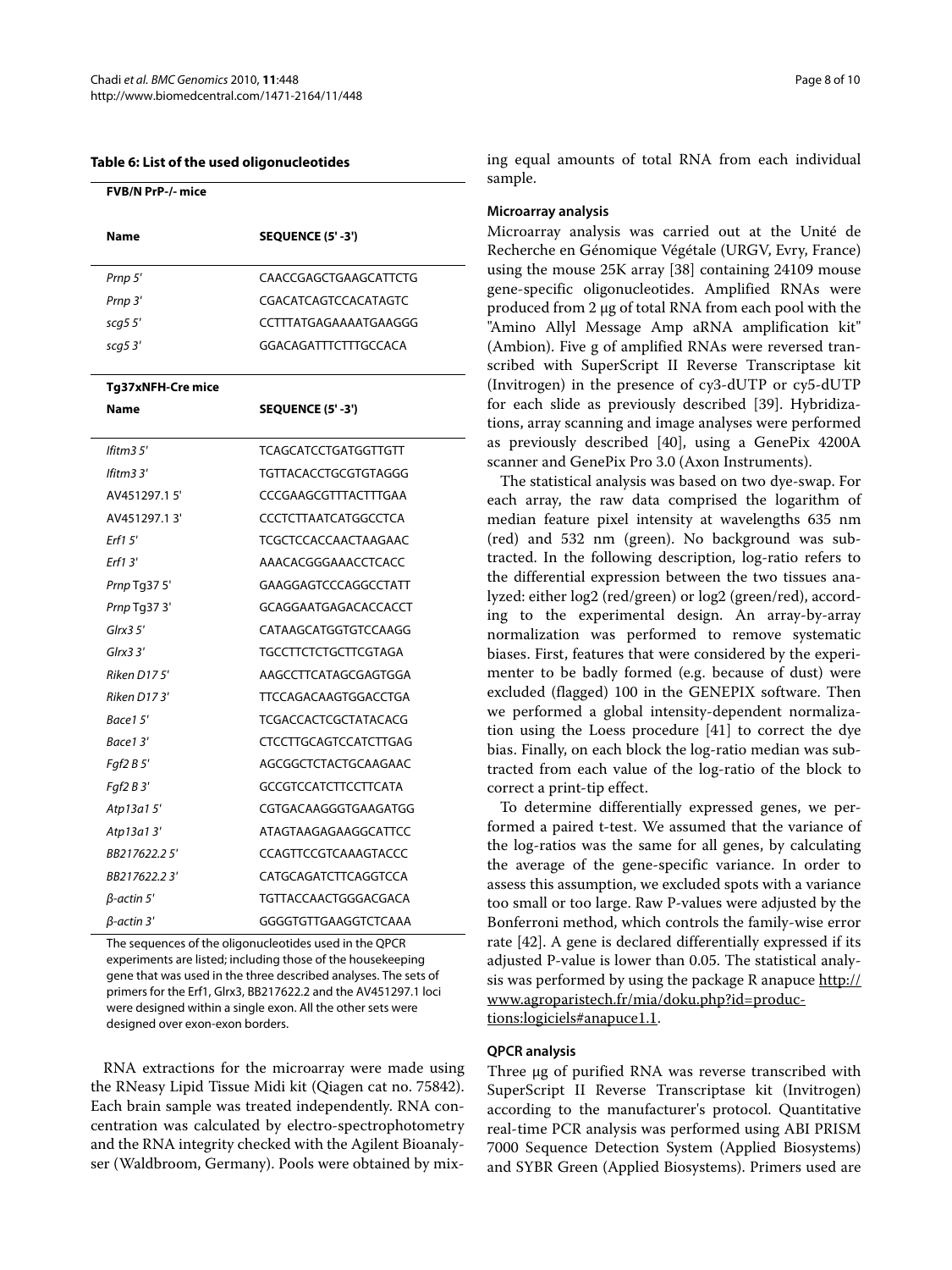**Table 6: List of the used oligonucleotides**

| FVB/N PrP-/- mice | |
|---|---|
| **Name** | **SEQUENCE (5' -3')** |
| *Prnp 5'* | CAACCGAGCTGAAGCATTCTG |
| *Prnp 3'* | CGACATCAGTCCACATAGTC |
| *scg5 5'* | CCTTTATGAGAAAATGAAGGG |
| *scg5 3'* | GGACAGATTTCTTTGCCACA |
| **Tg37xNFH-Cre mice** | |
| **Name** | **SEQUENCE (5' -3')** |
| *Ifitm3 5'* | TCAGCATCCTGATGGTTGTT |
| *Ifitm3 3'* | TGTTACACCTGCGTGTAGGG |
| AV451297.1 5' | CCCGAAGCGTTTACTTTGAA |
| AV451297.1 3' | CCCTCTTAATCATGGCCTCA |
| *Erf1 5'* | TCGCTCCACCAACTAAGAAC |
| *Erf1 3'* | AAACACGGGAAACCTCACC |
| *Prnp* Tg37 5' | GAAGGAGTCCCAGGCCTATT |
| *Prnp* Tg37 3' | GCAGGAATGAGACACCACCT |
| *Glrx3 5'* | CATAAGCATGGTGTCCAAGG |
| *Glrx3 3'* | TGCCTTCTCTGCTTCGTAGA |
| *Riken D17 5'* | AAGCCTTCATAGCGAGTGGA |
| *Riken D17 3'* | TTCCAGACAAGTGGACCTGA |
| *Bace1 5'* | TCGACCACTCGCTATACACG |
| *Bace1 3'* | CTCCTTGCAGTCCATCTTGAG |
| *Fgf2 B 5'* | AGCGGCTCTACTGCAAGAAC |
| *Fgf2 B 3'* | GCCGTCCATCTTCCTTCATA |
| *Atp13a1 5'* | CGTGACAAGGGTGAAGATGG |
| *Atp13a1 3'* | ATAGTAAGAGAAGGCATTCC |
| *BB217622.2 5'* | CCAGTTCCGTCAAAGTACCC |
| *BB217622.2 3'* | CATGCAGATCTTCAGGTCCA |
| *β-actin 5'* | TGTTACCAACTGGGACGACA |
| *β-actin 3'* | GGGGTGTTGAAGGTCTCAAA |

The sequences of the oligonucleotides used in the QPCR experiments are listed; including those of the housekeeping gene that was used in the three described analyses. The sets of primers for the Erf1, Glrx3, BB217622.2 and the AV451297.1 loci were designed within a single exon. All the other sets were designed over exon-exon borders.

RNA extractions for the microarray were made using the RNeasy Lipid Tissue Midi kit (Qiagen cat no. 75842). Each brain sample was treated independently. RNA concentration was calculated by electro-spectrophotometry and the RNA integrity checked with the Agilent Bioanalyser (Waldbroom, Germany). Pools were obtained by mixing equal amounts of total RNA from each individual sample.

#### Microarray analysis

Microarray analysis was carried out at the Unité de Recherche en Génomique Végétale (URGV, Evry, France) using the mouse 25K array [38] containing 24109 mouse gene-specific oligonucleotides. Amplified RNAs were produced from 2 μg of total RNA from each pool with the "Amino Allyl Message Amp aRNA amplification kit" (Ambion). Five g of amplified RNAs were reversed transcribed with SuperScript II Reverse Transcriptase kit (Invitrogen) in the presence of cy3-dUTP or cy5-dUTP for each slide as previously described [39]. Hybridizations, array scanning and image analyses were performed as previously described [40], using a GenePix 4200A scanner and GenePix Pro 3.0 (Axon Instruments).

The statistical analysis was based on two dye-swap. For each array, the raw data comprised the logarithm of median feature pixel intensity at wavelengths 635 nm (red) and 532 nm (green). No background was subtracted. In the following description, log-ratio refers to the differential expression between the two tissues analyzed: either log2 (red/green) or log2 (green/red), according to the experimental design. An array-by-array normalization was performed to remove systematic biases. First, features that were considered by the experimenter to be badly formed (e.g. because of dust) were excluded (flagged) 100 in the GENEPIX software. Then we performed a global intensity-dependent normalization using the Loess procedure [41] to correct the dye bias. Finally, on each block the log-ratio median was subtracted from each value of the log-ratio of the block to correct a print-tip effect.

To determine differentially expressed genes, we performed a paired t-test. We assumed that the variance of the log-ratios was the same for all genes, by calculating the average of the gene-specific variance. In order to assess this assumption, we excluded spots with a variance too small or too large. Raw P-values were adjusted by the Bonferroni method, which controls the family-wise error rate [42]. A gene is declared differentially expressed if its adjusted P-value is lower than 0.05. The statistical analysis was performed by using the package R anapuce http://www.agroparistech.fr/mia/doku.php?id=productions:logiciels#anapuce1.1.

#### QPCR analysis

Three μg of purified RNA was reverse transcribed with SuperScript II Reverse Transcriptase kit (Invitrogen) according to the manufacturer's protocol. Quantitative real-time PCR analysis was performed using ABI PRISM 7000 Sequence Detection System (Applied Biosystems) and SYBR Green (Applied Biosystems). Primers used are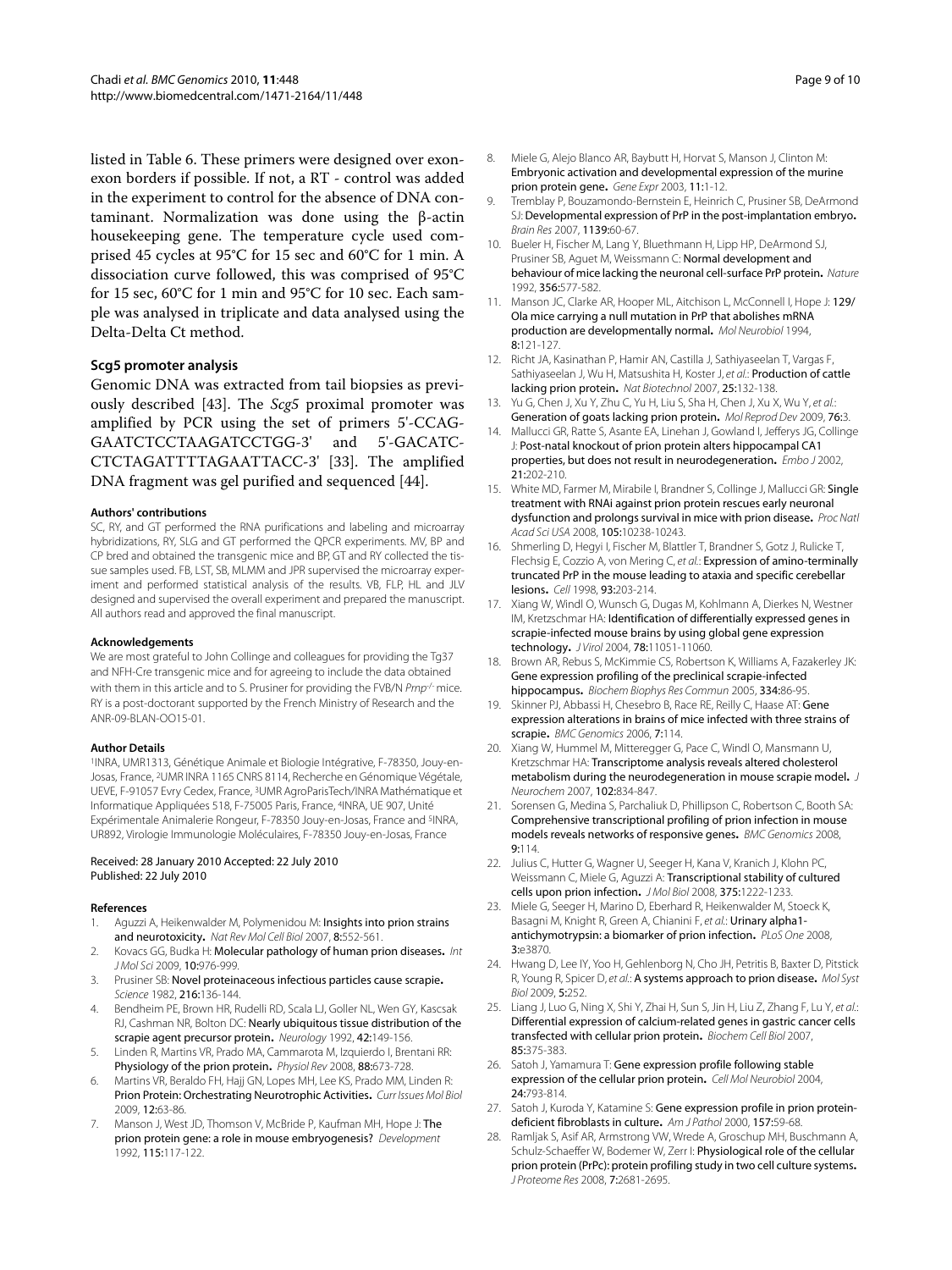listed in Table 6. These primers were designed over exon-exon borders if possible. If not, a RT - control was added in the experiment to control for the absence of DNA contaminant. Normalization was done using the β-actin housekeeping gene. The temperature cycle used comprised 45 cycles at 95°C for 15 sec and 60°C for 1 min. A dissociation curve followed, this was comprised of 95°C for 15 sec, 60°C for 1 min and 95°C for 10 sec. Each sample was analysed in triplicate and data analysed using the Delta-Delta Ct method.

### Scg5 promoter analysis

Genomic DNA was extracted from tail biopsies as previously described [43]. The *Scg5* proximal promoter was amplified by PCR using the set of primers 5'-CCAG-GAATCTCCTAAGATCCTGG-3' and 5'-GACATC-CTCTAGATTTTAGAATTACC-3' [33]. The amplified DNA fragment was gel purified and sequenced [44].

#### Authors' contributions

SC, RY, and GT performed the RNA purifications and labeling and microarray hybridizations, RY, SLG and GT performed the QPCR experiments. MV, BP and CP bred and obtained the transgenic mice and BP, GT and RY collected the tissue samples used. FB, LST, SB, MLMM and JPR supervised the microarray experiment and performed statistical analysis of the results. VB, FLP, HL and JLV designed and supervised the overall experiment and prepared the manuscript. All authors read and approved the final manuscript.

#### Acknowledgements

We are most grateful to John Collinge and colleagues for providing the Tg37 and NFH-Cre transgenic mice and for agreeing to include the data obtained with them in this article and to S. Prusiner for providing the FVB/N *Prnp*$^{-/-}$ mice. RY is a post-doctorant supported by the French Ministry of Research and the ANR-09-BLAN-OO15-01.

#### Author Details

[1]INRA, UMR1313, Génétique Animale et Biologie Intégrative, F-78350, Jouy-en-Josas, France, [2]UMR INRA 1165 CNRS 8114, Recherche en Génomique Végétale, UEVE, F-91057 Evry Cedex, France, [3]UMR AgroParisTech/INRA Mathématique et Informatique Appliquées 518, F-75005 Paris, France, [4]INRA, UE 907, Unité Expérimentale Animalerie Rongeur, F-78350 Jouy-en-Josas, France and [5]INRA, UR892, Virologie Immunologie Moléculaires, F-78350 Jouy-en-Josas, France

Received: 28 January 2010 Accepted: 22 July 2010
Published: 22 July 2010

#### References

1. Aguzzi A, Heikenwalder M, Polymenidou M: **Insights into prion strains and neurotoxicity.** *Nat Rev Mol Cell Biol* 2007, **8**:552-561.
2. Kovacs GG, Budka H: **Molecular pathology of human prion diseases.** *Int J Mol Sci* 2009, **10**:976-999.
3. Prusiner SB: **Novel proteinaceous infectious particles cause scrapie.** *Science* 1982, **216**:136-144.
4. Bendheim PE, Brown HR, Rudelli RD, Scala LJ, Goller NL, Wen GY, Kascsak RJ, Cashman NR, Bolton DC: **Nearly ubiquitous tissue distribution of the scrapie agent precursor protein.** *Neurology* 1992, **42**:149-156.
5. Linden R, Martins VR, Prado MA, Cammarota M, Izquierdo I, Brentani RR: **Physiology of the prion protein.** *Physiol Rev* 2008, **88**:673-728.
6. Martins VR, Beraldo FH, Hajj GN, Lopes MH, Lee KS, Prado MM, Linden R: **Prion Protein: Orchestrating Neurotrophic Activities.** *Curr Issues Mol Biol* 2009, **12**:63-86.
7. Manson J, West JD, Thomson V, McBride P, Kaufman MH, Hope J: **The prion protein gene: a role in mouse embryogenesis?** *Development* 1992, **115**:117-122.
8. Miele G, Alejo Blanco AR, Baybutt H, Horvat S, Manson J, Clinton M: **Embryonic activation and developmental expression of the murine prion protein gene.** *Gene Expr* 2003, **11**:1-12.
9. Tremblay P, Bouzamondo-Bernstein E, Heinrich C, Prusiner SB, DeArmond SJ: **Developmental expression of PrP in the post-implantation embryo.** *Brain Res* 2007, **1139**:60-67.
10. Bueler H, Fischer M, Lang Y, Bluethmann H, Lipp HP, DeArmond SJ, Prusiner SB, Aguet M, Weissmann C: **Normal development and behaviour of mice lacking the neuronal cell-surface PrP protein.** *Nature* 1992, **356**:577-582.
11. Manson JC, Clarke AR, Hooper ML, Aitchison L, McConnell I, Hope J: **129/Ola mice carrying a null mutation in PrP that abolishes mRNA production are developmentally normal.** *Mol Neurobiol* 1994, **8**:121-127.
12. Richt JA, Kasinathan P, Hamir AN, Castilla J, Sathiyaseelan T, Vargas F, Sathiyaseelan J, Wu H, Matsushita H, Koster J, *et al.*: **Production of cattle lacking prion protein.** *Nat Biotechnol* 2007, **25**:132-138.
13. Yu G, Chen J, Xu Y, Zhu C, Yu H, Liu S, Sha H, Chen J, Xu X, Wu Y, *et al.*: **Generation of goats lacking prion protein.** *Mol Reprod Dev* 2009, **76**:3.
14. Mallucci GR, Ratte S, Asante EA, Linehan J, Gowland I, Jefferys JG, Collinge J: **Post-natal knockout of prion protein alters hippocampal CA1 properties, but does not result in neurodegeneration.** *Embo J* 2002, **21**:202-210.
15. White MD, Farmer M, Mirabile I, Brandner S, Collinge J, Mallucci GR: **Single treatment with RNAi against prion protein rescues early neuronal dysfunction and prolongs survival in mice with prion disease.** *Proc Natl Acad Sci USA* 2008, **105**:10238-10243.
16. Shmerling D, Hegyi I, Fischer M, Blattler T, Brandner S, Gotz J, Rulicke T, Flechsig E, Cozzio A, von Mering C, *et al.*: **Expression of amino-terminally truncated PrP in the mouse leading to ataxia and specific cerebellar lesions.** *Cell* 1998, **93**:203-214.
17. Xiang W, Windl O, Wunsch G, Dugas M, Kohlmann A, Dierkes N, Westner IM, Kretzschmar HA: **Identification of differentially expressed genes in scrapie-infected mouse brains by using global gene expression technology.** *J Virol* 2004, **78**:11051-11060.
18. Brown AR, Rebus S, McKimmie CS, Robertson K, Williams A, Fazakerley JK: **Gene expression profiling of the preclinical scrapie-infected hippocampus.** *Biochem Biophys Res Commun* 2005, **334**:86-95.
19. Skinner PJ, Abbassi H, Chesebro B, Race RE, Reilly C, Haase AT: **Gene expression alterations in brains of mice infected with three strains of scrapie.** *BMC Genomics* 2006, **7**:114.
20. Xiang W, Hummel M, Mitteregger G, Pace C, Windl O, Mansmann U, Kretzschmar HA: **Transcriptome analysis reveals altered cholesterol metabolism during the neurodegeneration in mouse scrapie model.** *J Neurochem* 2007, **102**:834-847.
21. Sorensen G, Medina S, Parchaliuk D, Phillipson C, Robertson C, Booth SA: **Comprehensive transcriptional profiling of prion infection in mouse models reveals networks of responsive genes.** *BMC Genomics* 2008, **9**:114.
22. Julius C, Hutter G, Wagner U, Seeger H, Kana V, Kranich J, Klohn PC, Weissmann C, Miele G, Aguzzi A: **Transcriptional stability of cultured cells upon prion infection.** *J Mol Biol* 2008, **375**:1222-1233.
23. Miele G, Seeger H, Marino D, Eberhard R, Heikenwalder M, Stoeck K, Basagni M, Knight R, Green A, Chianini F, *et al.*: **Urinary alpha1-antichymotrypsin: a biomarker of prion infection.** *PLoS One* 2008, **3**:e3870.
24. Hwang D, Lee IY, Yoo H, Gehlenborg N, Cho JH, Petritis B, Baxter D, Pitstick R, Young R, Spicer D, *et al.*: **A systems approach to prion disease.** *Mol Syst Biol* 2009, **5**:252.
25. Liang J, Luo G, Ning X, Shi Y, Zhai H, Sun S, Jin H, Liu Z, Zhang F, Lu Y, *et al.*: **Differential expression of calcium-related genes in gastric cancer cells transfected with cellular prion protein.** *Biochem Cell Biol* 2007, **85**:375-383.
26. Satoh J, Yamamura T: **Gene expression profile following stable expression of the cellular prion protein.** *Cell Mol Neurobiol* 2004, **24**:793-814.
27. Satoh J, Kuroda Y, Katamine S: **Gene expression profile in prion protein-deficient fibroblasts in culture.** *Am J Pathol* 2000, **157**:59-68.
28. Ramljak S, Asif AR, Armstrong VW, Wrede A, Groschup MH, Buschmann A, Schulz-Schaeffer W, Bodemer W, Zerr I: **Physiological role of the cellular prion protein (PrPc): protein profiling study in two cell culture systems.** *J Proteome Res* 2008, **7**:2681-2695.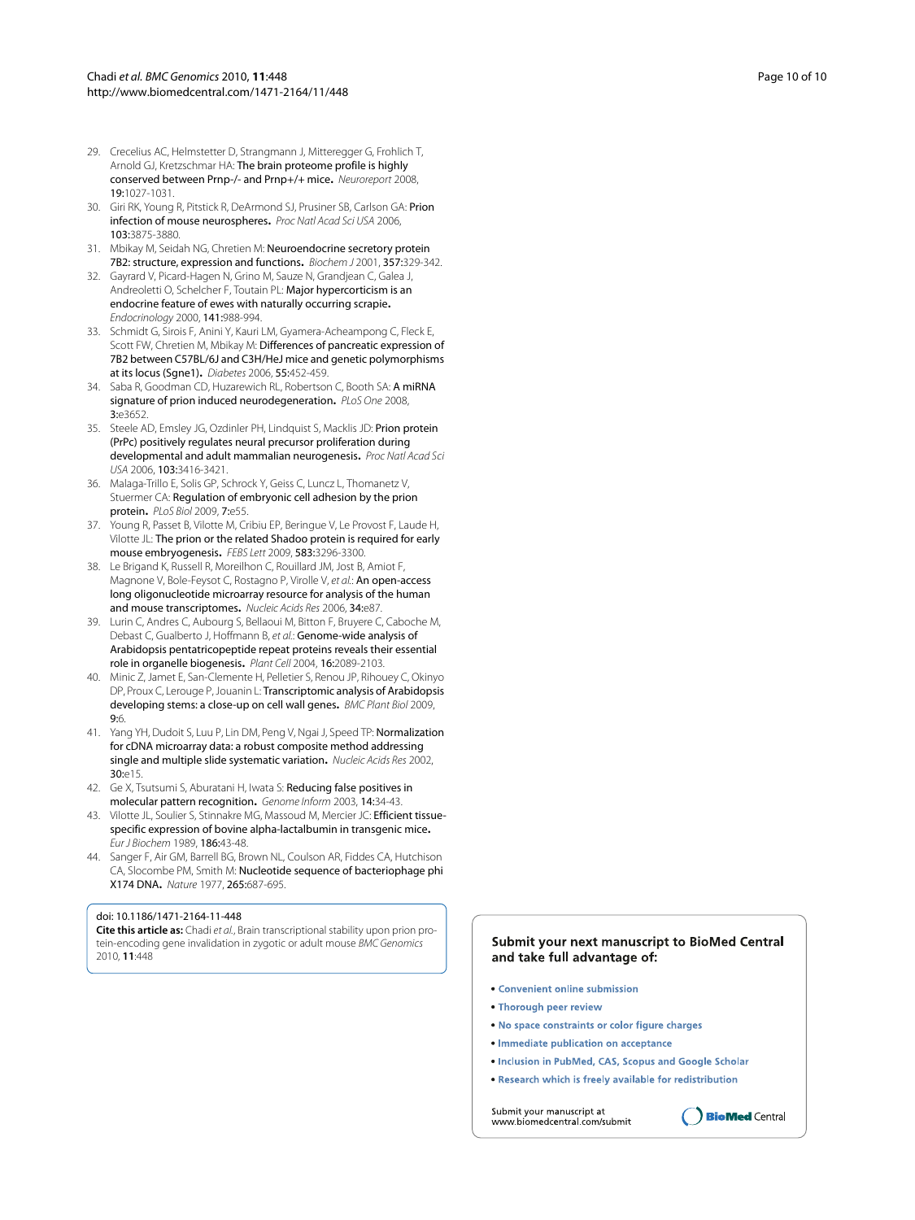29. Crecelius AC, Helmstetter D, Strangmann J, Mitteregger G, Frohlich T, Arnold GJ, Kretzschmar HA: **The brain proteome profile is highly conserved between Prnp-/- and Prnp+/+ mice.** *Neuroreport* 2008, **19**:1027-1031.
30. Giri RK, Young R, Pitstick R, DeArmond SJ, Prusiner SB, Carlson GA: **Prion infection of mouse neurospheres.** *Proc Natl Acad Sci USA* 2006, **103**:3875-3880.
31. Mbikay M, Seidah NG, Chretien M: **Neuroendocrine secretory protein 7B2: structure, expression and functions.** *Biochem J* 2001, **357**:329-342.
32. Gayrard V, Picard-Hagen N, Grino M, Sauze N, Grandjean C, Galea J, Andreoletti O, Schelcher F, Toutain PL: **Major hypercorticism is an endocrine feature of ewes with naturally occurring scrapie.** *Endocrinology* 2000, **141**:988-994.
33. Schmidt G, Sirois F, Anini Y, Kauri LM, Gyamera-Acheampong C, Fleck E, Scott FW, Chretien M, Mbikay M: **Differences of pancreatic expression of 7B2 between C57BL/6J and C3H/HeJ mice and genetic polymorphisms at its locus (Sgne1).** *Diabetes* 2006, **55**:452-459.
34. Saba R, Goodman CD, Huzarewich RL, Robertson C, Booth SA: **A miRNA signature of prion induced neurodegeneration.** *PLoS One* 2008, **3**:e3652.
35. Steele AD, Emsley JG, Ozdinler PH, Lindquist S, Macklis JD: **Prion protein (PrPc) positively regulates neural precursor proliferation during developmental and adult mammalian neurogenesis.** *Proc Natl Acad Sci USA* 2006, **103**:3416-3421.
36. Malaga-Trillo E, Solis GP, Schrock Y, Geiss C, Luncz L, Thomanetz V, Stuermer CA: **Regulation of embryonic cell adhesion by the prion protein.** *PLoS Biol* 2009, **7**:e55.
37. Young R, Passet B, Vilotte M, Cribiu EP, Beringue V, Le Provost F, Laude H, Vilotte JL: **The prion or the related Shadoo protein is required for early mouse embryogenesis.** *FEBS Lett* 2009, **583**:3296-3300.
38. Le Brigand K, Russell R, Moreilhon C, Rouillard JM, Jost B, Amiot F, Magnone V, Bole-Feysot C, Rostagno P, Virolle V, *et al.*: **An open-access long oligonucleotide microarray resource for analysis of the human and mouse transcriptomes.** *Nucleic Acids Res* 2006, **34**:e87.
39. Lurin C, Andres C, Aubourg S, Bellaoui M, Bitton F, Bruyere C, Caboche M, Debast C, Gualberto J, Hoffmann B, *et al.*: **Genome-wide analysis of Arabidopsis pentatricopeptide repeat proteins reveals their essential role in organelle biogenesis.** *Plant Cell* 2004, **16**:2089-2103.
40. Minic Z, Jamet E, San-Clemente H, Pelletier S, Renou JP, Rihouey C, Okinyo DP, Proux C, Lerouge P, Jouanin L: **Transcriptomic analysis of Arabidopsis developing stems: a close-up on cell wall genes.** *BMC Plant Biol* 2009, **9**:6.
41. Yang YH, Dudoit S, Luu P, Lin DM, Peng V, Ngai J, Speed TP: **Normalization for cDNA microarray data: a robust composite method addressing single and multiple slide systematic variation.** *Nucleic Acids Res* 2002, **30**:e15.
42. Ge X, Tsutsumi S, Aburatani H, Iwata S: **Reducing false positives in molecular pattern recognition.** *Genome Inform* 2003, **14**:34-43.
43. Vilotte JL, Soulier S, Stinnakre MG, Massoud M, Mercier JC: **Efficient tissue-specific expression of bovine alpha-lactalbumin in transgenic mice.** *Eur J Biochem* 1989, **186**:43-48.
44. Sanger F, Air GM, Barrell BG, Brown NL, Coulson AR, Fiddes CA, Hutchison CA, Slocombe PM, Smith M: **Nucleotide sequence of bacteriophage phi X174 DNA.** *Nature* 1977, **265**:687-695.

doi: 10.1186/1471-2164-11-448

**Cite this article as:** Chadi *et al.*, Brain transcriptional stability upon prion protein-encoding gene invalidation in zygotic or adult mouse *BMC Genomics* 2010, **11**:448

**Submit your next manuscript to BioMed Central and take full advantage of:**

- **Convenient online submission**
- **Thorough peer review**
- **No space constraints or color figure charges**
- **Immediate publication on acceptance**
- **Inclusion in PubMed, CAS, Scopus and Google Scholar**
- **Research which is freely available for redistribution**

Submit your manuscript at
www.biomedcentral.com/submit

BioMed Central